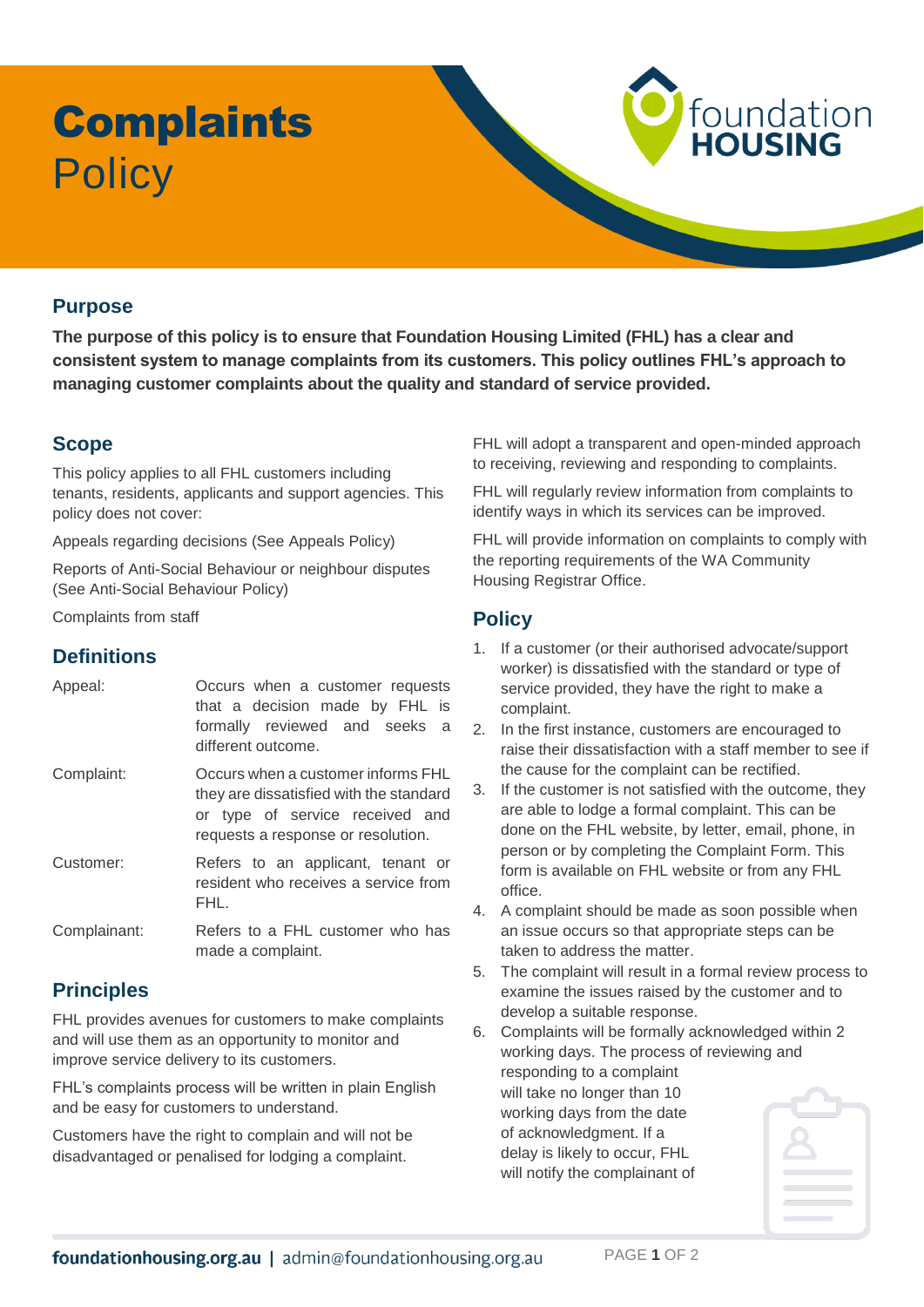# Complaints Policy

## Purpose

**The purpose of this policy is to ensure that Foundation Housing Limited (FHL) has a clear and consistent system to manage complaints from its customers. This policy outlines FHL's approach to managing customer complaints about the quality and standard of service provided.**

## Scope

This policy applies to all FHL customers including tenants, residents, applicants and support agencies. This policy does not cover:

Appeals regarding decisions (See Appeals Policy)

Reports of Anti-Social Behaviour or neighbour disputes (See Anti-Social Behaviour Policy)

Complaints from staff

## Definitions

| | |
|---|---|
| Appeal: | Occurs when a customer requests that a decision made by FHL is formally reviewed and seeks a different outcome. |
| Complaint: | Occurs when a customer informs FHL they are dissatisfied with the standard or type of service received and requests a response or resolution. |
| Customer: | Refers to an applicant, tenant or resident who receives a service from FHL. |
| Complainant: | Refers to a FHL customer who has made a complaint. |

## Principles

FHL provides avenues for customers to make complaints and will use them as an opportunity to monitor and improve service delivery to its customers.

FHL's complaints process will be written in plain English and be easy for customers to understand.

Customers have the right to complain and will not be disadvantaged or penalised for lodging a complaint.

FHL will adopt a transparent and open-minded approach to receiving, reviewing and responding to complaints.

FHL will regularly review information from complaints to identify ways in which its services can be improved.

FHL will provide information on complaints to comply with the reporting requirements of the WA Community Housing Registrar Office.

## Policy

1. If a customer (or their authorised advocate/support worker) is dissatisfied with the standard or type of service provided, they have the right to make a complaint.
2. In the first instance, customers are encouraged to raise their dissatisfaction with a staff member to see if the cause for the complaint can be rectified.
3. If the customer is not satisfied with the outcome, they are able to lodge a formal complaint. This can be done on the FHL website, by letter, email, phone, in person or by completing the Complaint Form. This form is available on FHL website or from any FHL office.
4. A complaint should be made as soon possible when an issue occurs so that appropriate steps can be taken to address the matter.
5. The complaint will result in a formal review process to examine the issues raised by the customer and to develop a suitable response.
6. Complaints will be formally acknowledged within 2 working days. The process of reviewing and responding to a complaint will take no longer than 10 working days from the date of acknowledgment. If a delay is likely to occur, FHL will notify the complainant of

foundationhousing.org.au | admin@foundationhousing.org.au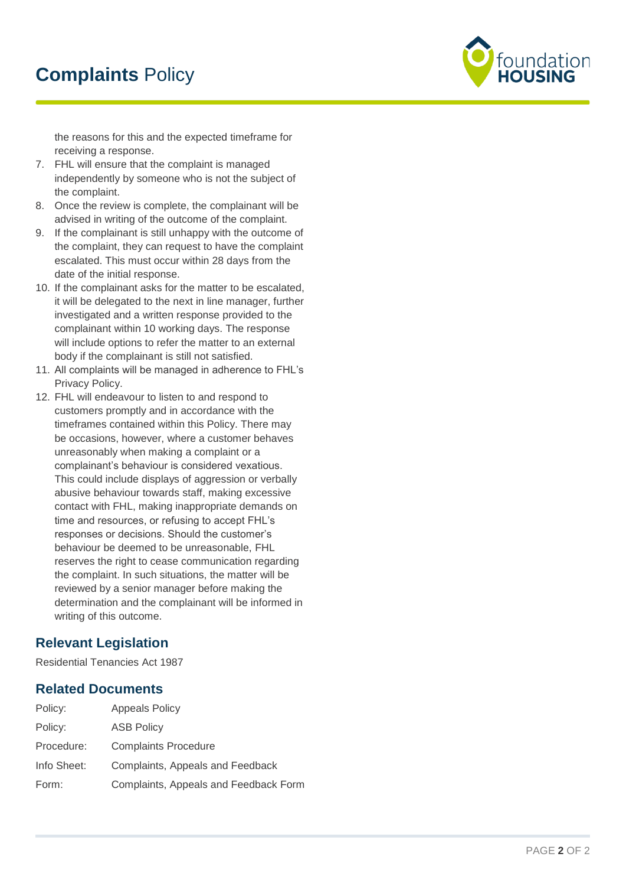the reasons for this and the expected timeframe for receiving a response.

7. FHL will ensure that the complaint is managed independently by someone who is not the subject of the complaint.
8. Once the review is complete, the complainant will be advised in writing of the outcome of the complaint.
9. If the complainant is still unhappy with the outcome of the complaint, they can request to have the complaint escalated. This must occur within 28 days from the date of the initial response.
10. If the complainant asks for the matter to be escalated, it will be delegated to the next in line manager, further investigated and a written response provided to the complainant within 10 working days. The response will include options to refer the matter to an external body if the complainant is still not satisfied.
11. All complaints will be managed in adherence to FHL's Privacy Policy.
12. FHL will endeavour to listen to and respond to customers promptly and in accordance with the timeframes contained within this Policy. There may be occasions, however, where a customer behaves unreasonably when making a complaint or a complainant's behaviour is considered vexatious. This could include displays of aggression or verbally abusive behaviour towards staff, making excessive contact with FHL, making inappropriate demands on time and resources, or refusing to accept FHL's responses or decisions. Should the customer's behaviour be deemed to be unreasonable, FHL reserves the right to cease communication regarding the complaint. In such situations, the matter will be reviewed by a senior manager before making the determination and the complainant will be informed in writing of this outcome.

## Relevant Legislation

Residential Tenancies Act 1987

## Related Documents

| | |
|---|---|
| Policy: | Appeals Policy |
| Policy: | ASB Policy |
| Procedure: | Complaints Procedure |
| Info Sheet: | Complaints, Appeals and Feedback |
| Form: | Complaints, Appeals and Feedback Form |